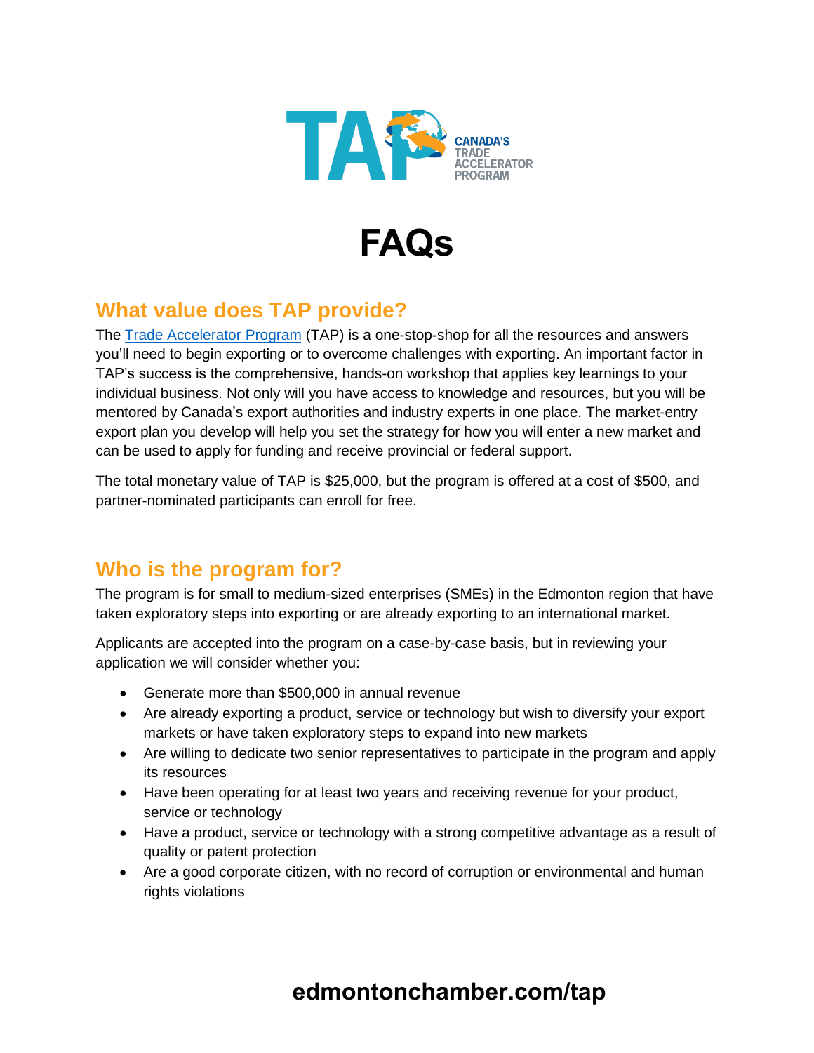TAP CANADA'S TRADE ACCELERATOR PROGRAM

# FAQs

## What value does TAP provide?

The [Trade Accelerator Program](#) (TAP) is a one-stop-shop for all the resources and answers you'll need to begin exporting or to overcome challenges with exporting. An important factor in TAP's success is the comprehensive, hands-on workshop that applies key learnings to your individual business. Not only will you have access to knowledge and resources, but you will be mentored by Canada's export authorities and industry experts in one place. The market-entry export plan you develop will help you set the strategy for how you will enter a new market and can be used to apply for funding and receive provincial or federal support.

The total monetary value of TAP is $25,000, but the program is offered at a cost of $500, and partner-nominated participants can enroll for free.

## Who is the program for?

The program is for small to medium-sized enterprises (SMEs) in the Edmonton region that have taken exploratory steps into exporting or are already exporting to an international market.

Applicants are accepted into the program on a case-by-case basis, but in reviewing your application we will consider whether you:

- Generate more than $500,000 in annual revenue
- Are already exporting a product, service or technology but wish to diversify your export markets or have taken exploratory steps to expand into new markets
- Are willing to dedicate two senior representatives to participate in the program and apply its resources
- Have been operating for at least two years and receiving revenue for your product, service or technology
- Have a product, service or technology with a strong competitive advantage as a result of quality or patent protection
- Are a good corporate citizen, with no record of corruption or environmental and human rights violations

**edmontonchamber.com/tap**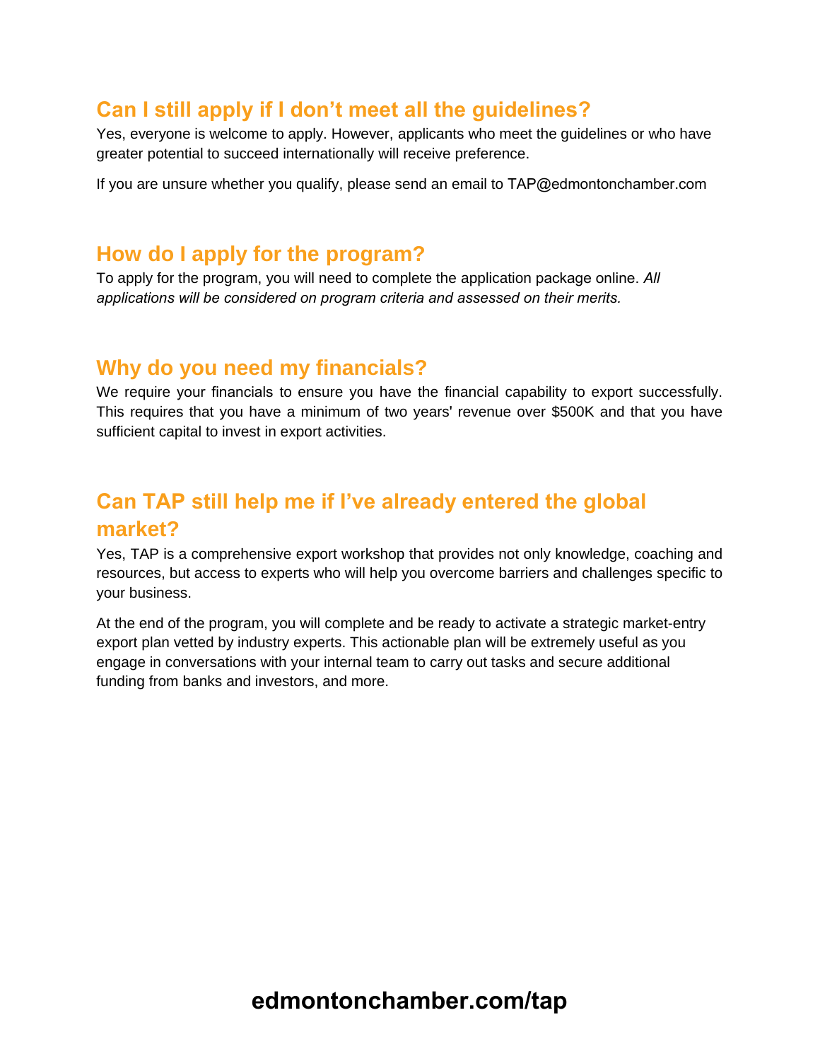## Can I still apply if I don't meet all the guidelines?

Yes, everyone is welcome to apply. However, applicants who meet the guidelines or who have greater potential to succeed internationally will receive preference.

If you are unsure whether you qualify, please send an email to TAP@edmontonchamber.com

## How do I apply for the program?

To apply for the program, you will need to complete the application package online. *All applications will be considered on program criteria and assessed on their merits.*

## Why do you need my financials?

We require your financials to ensure you have the financial capability to export successfully. This requires that you have a minimum of two years' revenue over $500K and that you have sufficient capital to invest in export activities.

## Can TAP still help me if I've already entered the global market?

Yes, TAP is a comprehensive export workshop that provides not only knowledge, coaching and resources, but access to experts who will help you overcome barriers and challenges specific to your business.

At the end of the program, you will complete and be ready to activate a strategic market-entry export plan vetted by industry experts. This actionable plan will be extremely useful as you engage in conversations with your internal team to carry out tasks and secure additional funding from banks and investors, and more.

**edmontonchamber.com/tap**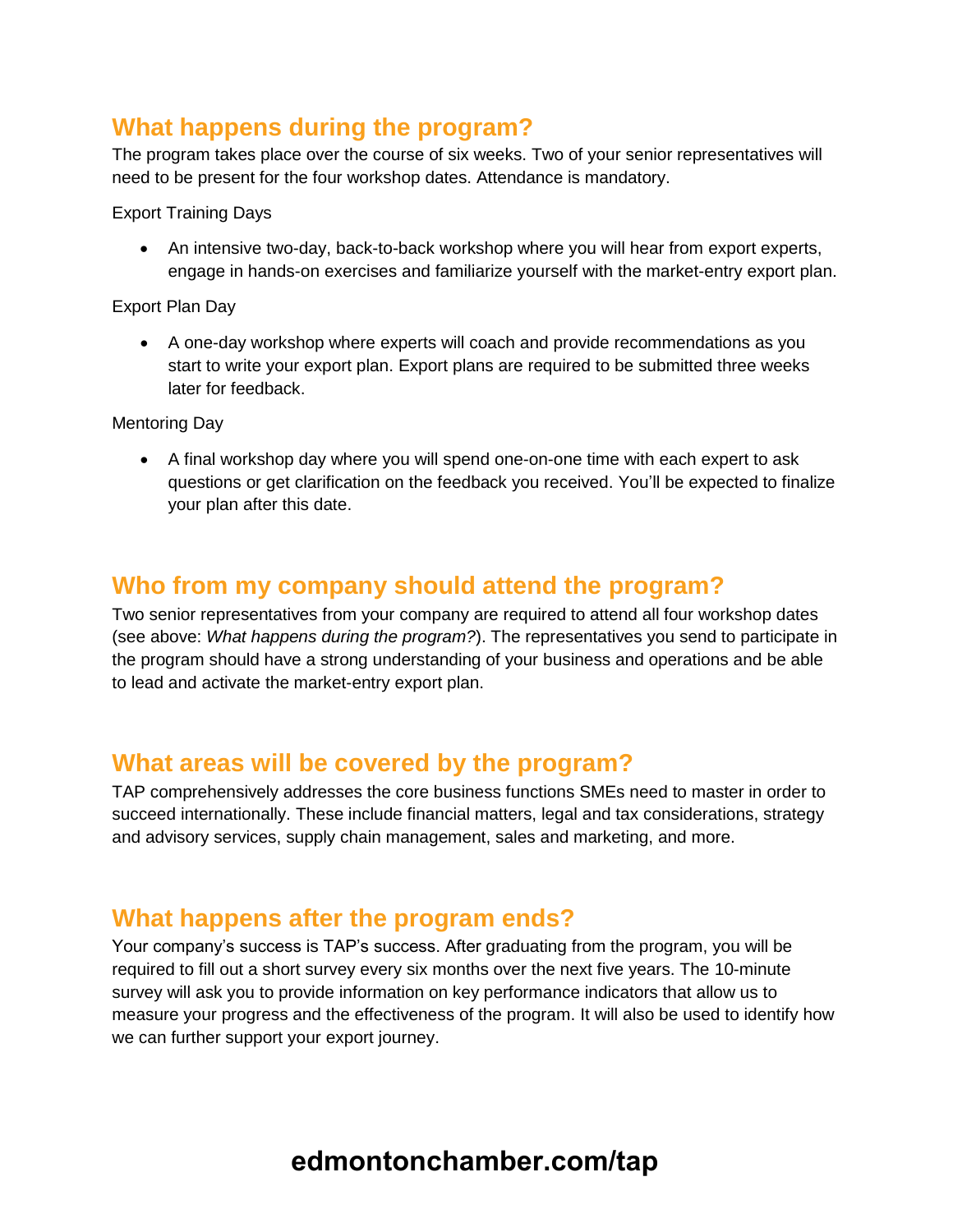## What happens during the program?

The program takes place over the course of six weeks. Two of your senior representatives will need to be present for the four workshop dates. Attendance is mandatory.

Export Training Days

- An intensive two-day, back-to-back workshop where you will hear from export experts, engage in hands-on exercises and familiarize yourself with the market-entry export plan.

Export Plan Day

- A one-day workshop where experts will coach and provide recommendations as you start to write your export plan. Export plans are required to be submitted three weeks later for feedback.

Mentoring Day

- A final workshop day where you will spend one-on-one time with each expert to ask questions or get clarification on the feedback you received. You'll be expected to finalize your plan after this date.

## Who from my company should attend the program?

Two senior representatives from your company are required to attend all four workshop dates (see above: *What happens during the program?*). The representatives you send to participate in the program should have a strong understanding of your business and operations and be able to lead and activate the market-entry export plan.

## What areas will be covered by the program?

TAP comprehensively addresses the core business functions SMEs need to master in order to succeed internationally. These include financial matters, legal and tax considerations, strategy and advisory services, supply chain management, sales and marketing, and more.

## What happens after the program ends?

Your company's success is TAP's success. After graduating from the program, you will be required to fill out a short survey every six months over the next five years. The 10-minute survey will ask you to provide information on key performance indicators that allow us to measure your progress and the effectiveness of the program. It will also be used to identify how we can further support your export journey.

**edmontonchamber.com/tap**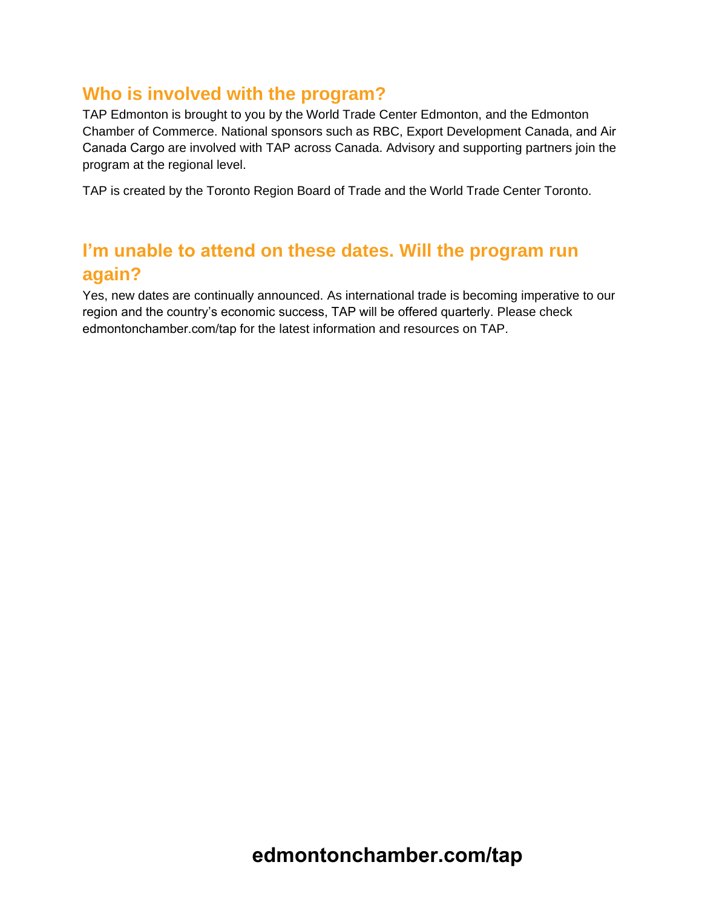## Who is involved with the program?

TAP Edmonton is brought to you by the World Trade Center Edmonton, and the Edmonton Chamber of Commerce. National sponsors such as RBC, Export Development Canada, and Air Canada Cargo are involved with TAP across Canada. Advisory and supporting partners join the program at the regional level.

TAP is created by the Toronto Region Board of Trade and the World Trade Center Toronto.

## I'm unable to attend on these dates. Will the program run again?

Yes, new dates are continually announced. As international trade is becoming imperative to our region and the country's economic success, TAP will be offered quarterly. Please check edmontonchamber.com/tap for the latest information and resources on TAP.

**edmontonchamber.com/tap**